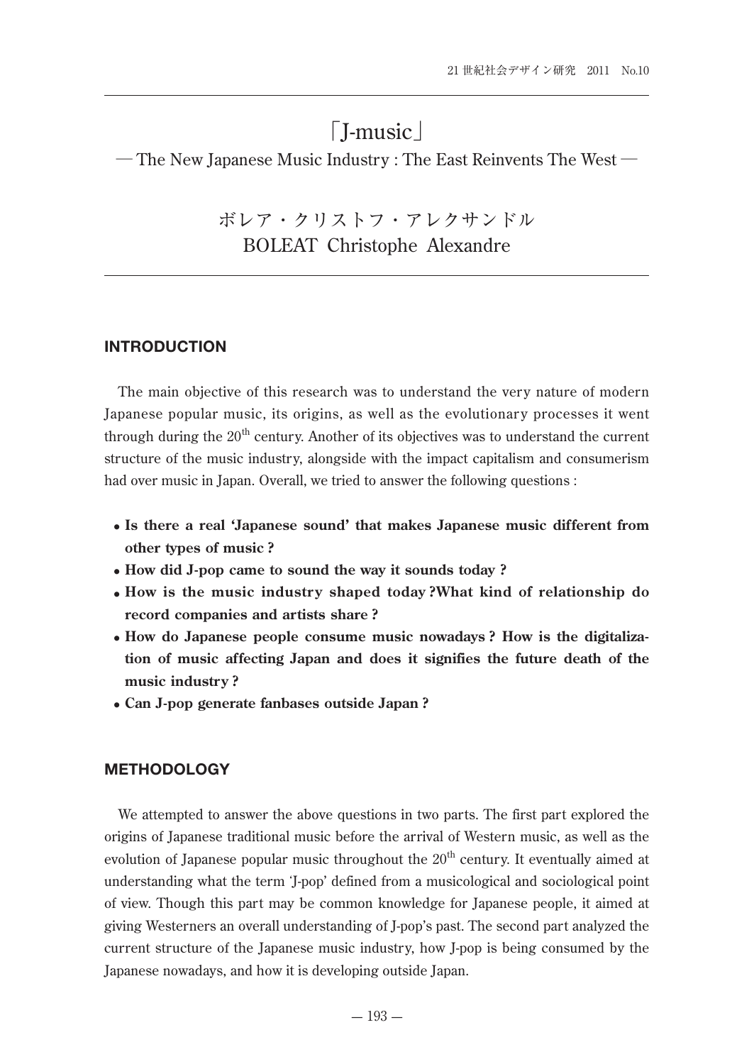# 「J-music」

## ― The New Japanese Music Industry : The East Reinvents The West ―

ボレア・クリストフ・アレクサンドル
BOLEAT Christophe Alexandre

## INTRODUCTION

The main objective of this research was to understand the very nature of modern Japanese popular music, its origins, as well as the evolutionary processes it went through during the 20th century. Another of its objectives was to understand the current structure of the music industry, alongside with the impact capitalism and consumerism had over music in Japan. Overall, we tried to answer the following questions :

- **Is there a real 'Japanese sound' that makes Japanese music different from other types of music ?**
- **How did J-pop came to sound the way it sounds today ?**
- **How is the music industry shaped today ?What kind of relationship do record companies and artists share ?**
- **How do Japanese people consume music nowadays ? How is the digitalization of music affecting Japan and does it signifies the future death of the music industry ?**
- **Can J-pop generate fanbases outside Japan ?**

## METHODOLOGY

We attempted to answer the above questions in two parts. The first part explored the origins of Japanese traditional music before the arrival of Western music, as well as the evolution of Japanese popular music throughout the 20th century. It eventually aimed at understanding what the term 'J-pop' defined from a musicological and sociological point of view. Though this part may be common knowledge for Japanese people, it aimed at giving Westerners an overall understanding of J-pop's past. The second part analyzed the current structure of the Japanese music industry, how J-pop is being consumed by the Japanese nowadays, and how it is developing outside Japan.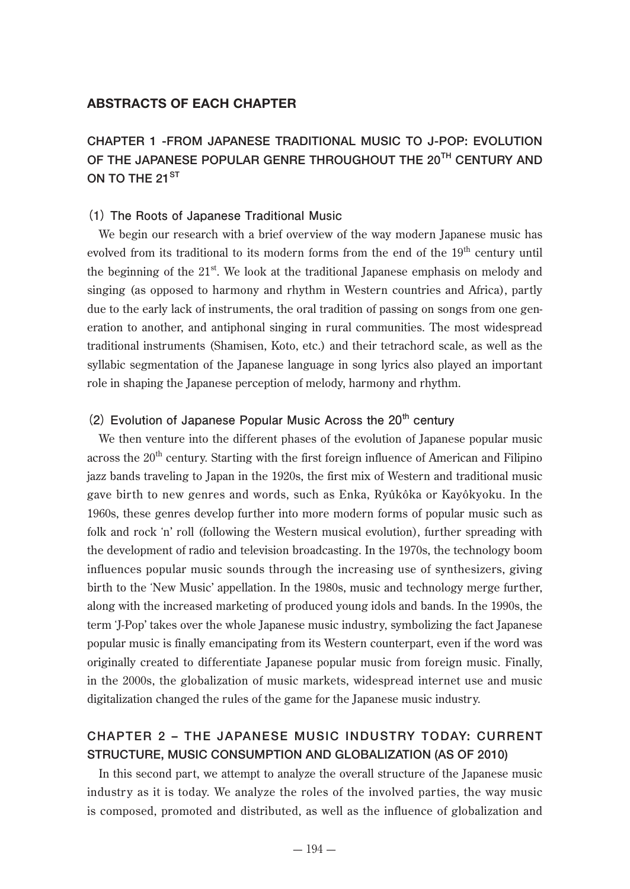## ABSTRACTS OF EACH CHAPTER

### CHAPTER 1 -FROM JAPANESE TRADITIONAL MUSIC TO J-POP: EVOLUTION OF THE JAPANESE POPULAR GENRE THROUGHOUT THE 20$^{TH}$ CENTURY AND ON TO THE 21$^{ST}$

#### (1) The Roots of Japanese Traditional Music

We begin our research with a brief overview of the way modern Japanese music has evolved from its traditional to its modern forms from the end of the 19$^{th}$ century until the beginning of the 21$^{st}$. We look at the traditional Japanese emphasis on melody and singing (as opposed to harmony and rhythm in Western countries and Africa), partly due to the early lack of instruments, the oral tradition of passing on songs from one generation to another, and antiphonal singing in rural communities. The most widespread traditional instruments (Shamisen, Koto, etc.) and their tetrachord scale, as well as the syllabic segmentation of the Japanese language in song lyrics also played an important role in shaping the Japanese perception of melody, harmony and rhythm.

#### (2) Evolution of Japanese Popular Music Across the 20$^{th}$ century

We then venture into the different phases of the evolution of Japanese popular music across the 20$^{th}$ century. Starting with the first foreign influence of American and Filipino jazz bands traveling to Japan in the 1920s, the first mix of Western and traditional music gave birth to new genres and words, such as Enka, Ryûkôka or Kayôkyoku. In the 1960s, these genres develop further into more modern forms of popular music such as folk and rock 'n' roll (following the Western musical evolution), further spreading with the development of radio and television broadcasting. In the 1970s, the technology boom influences popular music sounds through the increasing use of synthesizers, giving birth to the 'New Music' appellation. In the 1980s, music and technology merge further, along with the increased marketing of produced young idols and bands. In the 1990s, the term 'J-Pop' takes over the whole Japanese music industry, symbolizing the fact Japanese popular music is finally emancipating from its Western counterpart, even if the word was originally created to differentiate Japanese popular music from foreign music. Finally, in the 2000s, the globalization of music markets, widespread internet use and music digitalization changed the rules of the game for the Japanese music industry.

### CHAPTER 2 – THE JAPANESE MUSIC INDUSTRY TODAY: CURRENT STRUCTURE, MUSIC CONSUMPTION AND GLOBALIZATION (AS OF 2010)

In this second part, we attempt to analyze the overall structure of the Japanese music industry as it is today. We analyze the roles of the involved parties, the way music is composed, promoted and distributed, as well as the influence of globalization and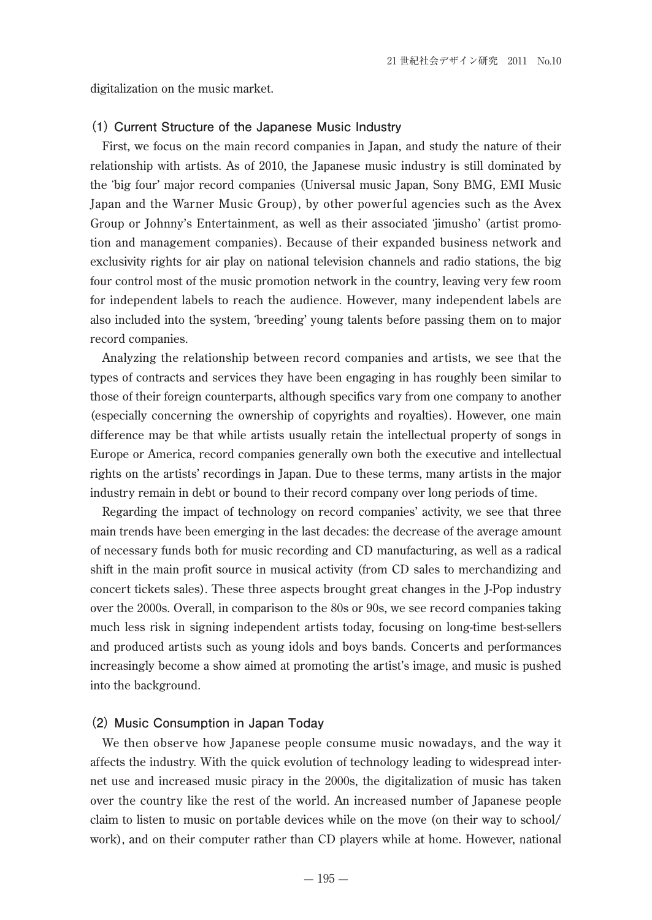digitalization on the music market.

### (1) Current Structure of the Japanese Music Industry

First, we focus on the main record companies in Japan, and study the nature of their relationship with artists. As of 2010, the Japanese music industry is still dominated by the 'big four' major record companies (Universal music Japan, Sony BMG, EMI Music Japan and the Warner Music Group), by other powerful agencies such as the Avex Group or Johnny's Entertainment, as well as their associated 'jimusho' (artist promotion and management companies). Because of their expanded business network and exclusivity rights for air play on national television channels and radio stations, the big four control most of the music promotion network in the country, leaving very few room for independent labels to reach the audience. However, many independent labels are also included into the system, 'breeding' young talents before passing them on to major record companies.

Analyzing the relationship between record companies and artists, we see that the types of contracts and services they have been engaging in has roughly been similar to those of their foreign counterparts, although specifics vary from one company to another (especially concerning the ownership of copyrights and royalties). However, one main difference may be that while artists usually retain the intellectual property of songs in Europe or America, record companies generally own both the executive and intellectual rights on the artists' recordings in Japan. Due to these terms, many artists in the major industry remain in debt or bound to their record company over long periods of time.

Regarding the impact of technology on record companies' activity, we see that three main trends have been emerging in the last decades: the decrease of the average amount of necessary funds both for music recording and CD manufacturing, as well as a radical shift in the main profit source in musical activity (from CD sales to merchandizing and concert tickets sales). These three aspects brought great changes in the J-Pop industry over the 2000s. Overall, in comparison to the 80s or 90s, we see record companies taking much less risk in signing independent artists today, focusing on long-time best-sellers and produced artists such as young idols and boys bands. Concerts and performances increasingly become a show aimed at promoting the artist's image, and music is pushed into the background.

### (2) Music Consumption in Japan Today

We then observe how Japanese people consume music nowadays, and the way it affects the industry. With the quick evolution of technology leading to widespread internet use and increased music piracy in the 2000s, the digitalization of music has taken over the country like the rest of the world. An increased number of Japanese people claim to listen to music on portable devices while on the move (on their way to school/work), and on their computer rather than CD players while at home. However, national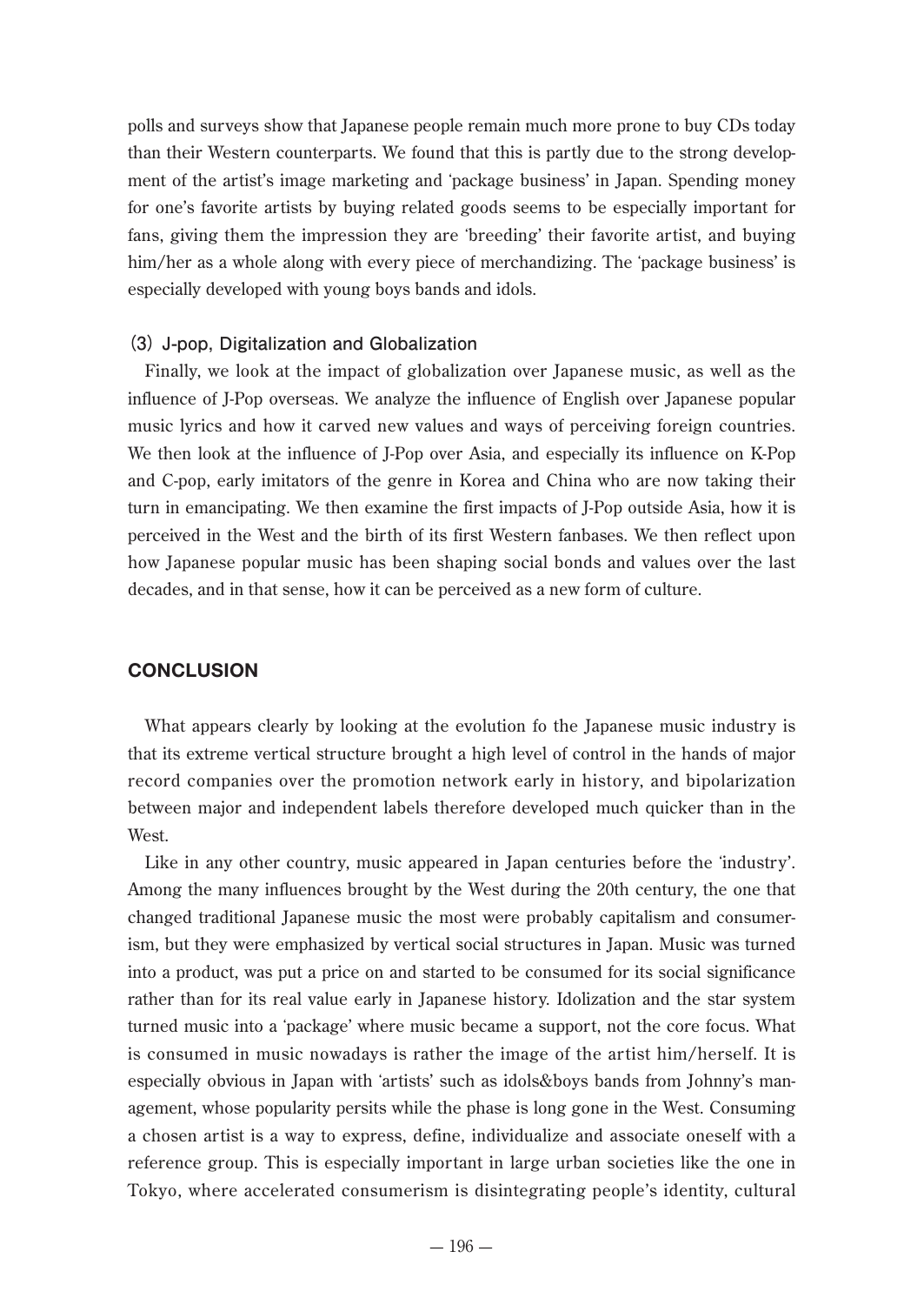polls and surveys show that Japanese people remain much more prone to buy CDs today than their Western counterparts. We found that this is partly due to the strong development of the artist's image marketing and 'package business' in Japan. Spending money for one's favorite artists by buying related goods seems to be especially important for fans, giving them the impression they are 'breeding' their favorite artist, and buying him/her as a whole along with every piece of merchandizing. The 'package business' is especially developed with young boys bands and idols.

### (3) J-pop, Digitalization and Globalization

Finally, we look at the impact of globalization over Japanese music, as well as the influence of J-Pop overseas. We analyze the influence of English over Japanese popular music lyrics and how it carved new values and ways of perceiving foreign countries. We then look at the influence of J-Pop over Asia, and especially its influence on K-Pop and C-pop, early imitators of the genre in Korea and China who are now taking their turn in emancipating. We then examine the first impacts of J-Pop outside Asia, how it is perceived in the West and the birth of its first Western fanbases. We then reflect upon how Japanese popular music has been shaping social bonds and values over the last decades, and in that sense, how it can be perceived as a new form of culture.

## CONCLUSION

What appears clearly by looking at the evolution fo the Japanese music industry is that its extreme vertical structure brought a high level of control in the hands of major record companies over the promotion network early in history, and bipolarization between major and independent labels therefore developed much quicker than in the West.

Like in any other country, music appeared in Japan centuries before the 'industry'. Among the many influences brought by the West during the 20th century, the one that changed traditional Japanese music the most were probably capitalism and consumerism, but they were emphasized by vertical social structures in Japan. Music was turned into a product, was put a price on and started to be consumed for its social significance rather than for its real value early in Japanese history. Idolization and the star system turned music into a 'package' where music became a support, not the core focus. What is consumed in music nowadays is rather the image of the artist him/herself. It is especially obvious in Japan with 'artists' such as idols&boys bands from Johnny's management, whose popularity persits while the phase is long gone in the West. Consuming a chosen artist is a way to express, define, individualize and associate oneself with a reference group. This is especially important in large urban societies like the one in Tokyo, where accelerated consumerism is disintegrating people's identity, cultural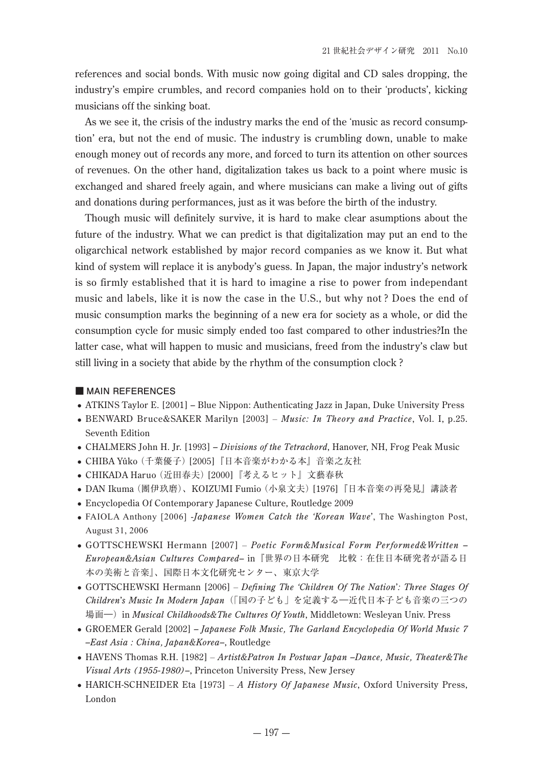references and social bonds. With music now going digital and CD sales dropping, the industry's empire crumbles, and record companies hold on to their 'products', kicking musicians off the sinking boat.

As we see it, the crisis of the industry marks the end of the 'music as record consumption' era, but not the end of music. The industry is crumbling down, unable to make enough money out of records any more, and forced to turn its attention on other sources of revenues. On the other hand, digitalization takes us back to a point where music is exchanged and shared freely again, and where musicians can make a living out of gifts and donations during performances, just as it was before the birth of the industry.

Though music will definitely survive, it is hard to make clear asumptions about the future of the industry. What we can predict is that digitalization may put an end to the oligarchical network established by major record companies as we know it. But what kind of system will replace it is anybody's guess. In Japan, the major industry's network is so firmly established that it is hard to imagine a rise to power from independant music and labels, like it is now the case in the U.S., but why not ? Does the end of music consumption marks the beginning of a new era for society as a whole, or did the consumption cycle for music simply ended too fast compared to other industries?In the latter case, what will happen to music and musicians, freed from the industry's claw but still living in a society that abide by the rhythm of the consumption clock ?

## ■ MAIN REFERENCES

- ATKINS Taylor E. [2001] – Blue Nippon: Authenticating Jazz in Japan, Duke University Press
- BENWARD Bruce&SAKER Marilyn [2003] – *Music: In Theory and Practice*, Vol. I, p.25. Seventh Edition
- CHALMERS John H. Jr. [1993] – *Divisions of the Tetrachord*, Hanover, NH, Frog Peak Music
- CHIBA Yûko（千葉優子）[2005]『日本音楽がわかる本』音楽之友社
- CHIKADA Haruo（近田春夫）[2000]『考えるヒット』文藝春秋
- DAN Ikuma（團伊玖磨）、KOIZUMI Fumio（小泉文夫）[1976]『日本音楽の再発見』講談者
- Encyclopedia Of Contemporary Japanese Culture, Routledge 2009
- FAIOLA Anthony [2006] -*Japanese Women Catch the 'Korean Wave*', The Washington Post, August 31, 2006
- GOTTSCHEWSKI Hermann [2007] – *Poetic Form&Musical Form Performed&Written –European&Asian Cultures Compared–* in『世界の日本研究　比較：在住日本研究者が語る日本の美術と音楽』、国際日本文化研究センター、東京大学
- GOTTSCHEWSKI Hermann [2006] – *Defining The 'Children Of The Nation': Three Stages Of Children's Music In Modern Japan*（「国の子ども」を定義する―近代日本子ども音楽の三つの場面―）in *Musical Childhoods&The Cultures Of Youth*, Middletown: Wesleyan Univ. Press
- GROEMER Gerald [2002] – *Japanese Folk Music, The Garland Encyclopedia Of World Music 7 –East Asia : China, Japan&Korea–*, Routledge
- HAVENS Thomas R.H. [1982] – *Artist&Patron In Postwar Japan –Dance, Music, Theater&The Visual Arts (1955-1980)–*, Princeton University Press, New Jersey
- HARICH-SCHNEIDER Eta [1973] – *A History Of Japanese Music*, Oxford University Press, London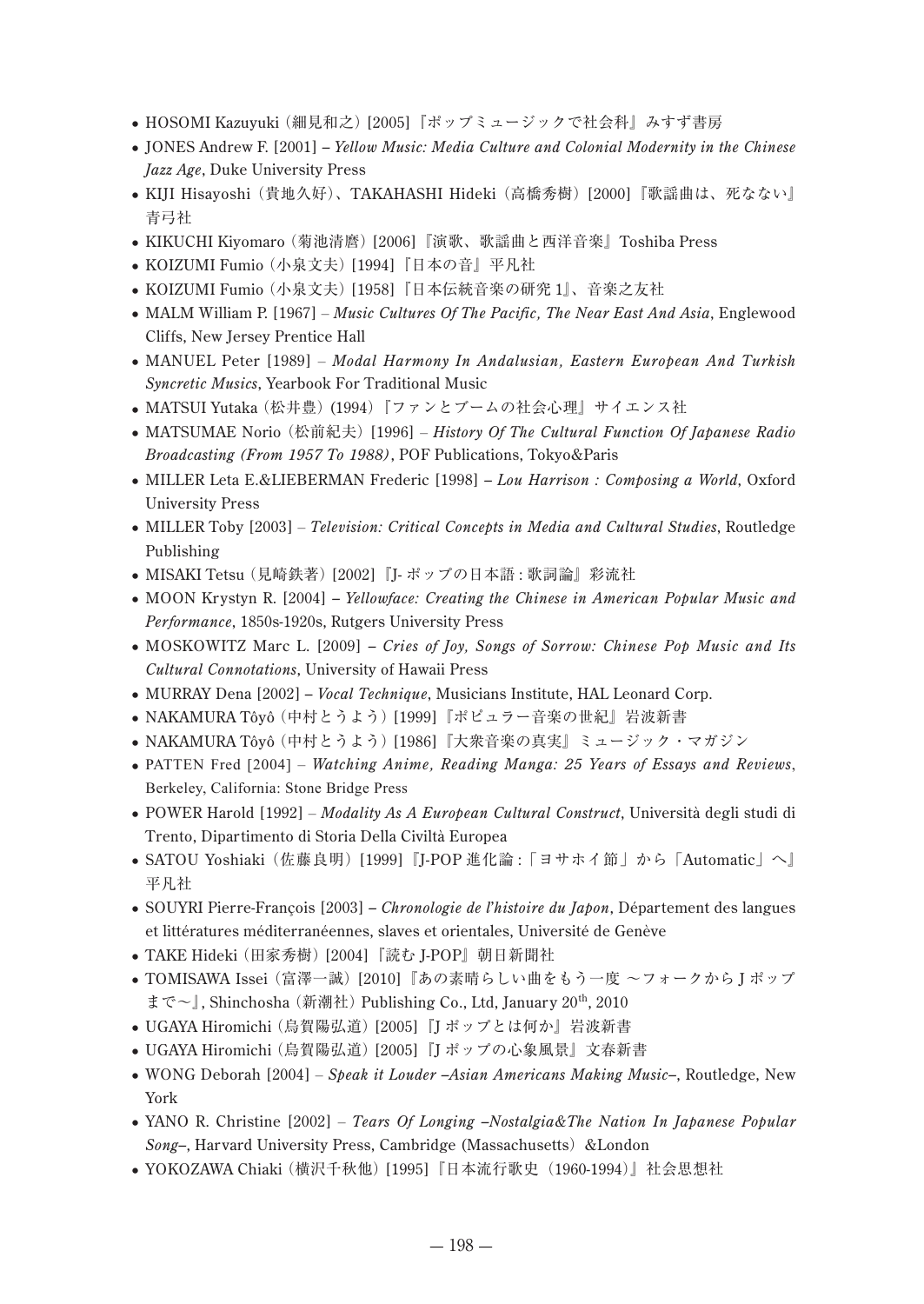- HOSOMI Kazuyuki（細見和之）[2005]『ポップミュージックで社会科』みすず書房
- JONES Andrew F. [2001] – *Yellow Music: Media Culture and Colonial Modernity in the Chinese Jazz Age*, Duke University Press
- KIJI Hisayoshi（貴地久好）、TAKAHASHI Hideki（高橋秀樹）[2000]『歌謡曲は、死なない』青弓社
- KIKUCHI Kiyomaro（菊池清麿）[2006]『演歌、歌謡曲と西洋音楽』Toshiba Press
- KOIZUMI Fumio（小泉文夫）[1994]『日本の音』平凡社
- KOIZUMI Fumio（小泉文夫）[1958]『日本伝統音楽の研究 1』、音楽之友社
- MALM William P. [1967] – *Music Cultures Of The Pacific, The Near East And Asia*, Englewood Cliffs, New Jersey Prentice Hall
- MANUEL Peter [1989] – *Modal Harmony In Andalusian, Eastern European And Turkish Syncretic Musics*, Yearbook For Traditional Music
- MATSUI Yutaka（松井豊）(1994)『ファンとブームの社会心理』サイエンス社
- MATSUMAE Norio（松前紀夫）[1996] – *History Of The Cultural Function Of Japanese Radio Broadcasting (From 1957 To 1988)*, POF Publications, Tokyo&Paris
- MILLER Leta E.&LIEBERMAN Frederic [1998] – *Lou Harrison : Composing a World*, Oxford University Press
- MILLER Toby [2003] – *Television: Critical Concepts in Media and Cultural Studies*, Routledge Publishing
- MISAKI Tetsu（見崎鉄著）[2002]『J- ポップの日本語 : 歌詞論』彩流社
- MOON Krystyn R. [2004] – *Yellowface: Creating the Chinese in American Popular Music and Performance*, 1850s-1920s, Rutgers University Press
- MOSKOWITZ Marc L. [2009] – *Cries of Joy, Songs of Sorrow: Chinese Pop Music and Its Cultural Connotations*, University of Hawaii Press
- MURRAY Dena [2002] – *Vocal Technique*, Musicians Institute, HAL Leonard Corp.
- NAKAMURA Tôyô（中村とうよう）[1999]『ポピュラー音楽の世紀』岩波新書
- NAKAMURA Tôyô（中村とうよう）[1986]『大衆音楽の真実』ミュージック・マガジン
- PATTEN Fred [2004] – *Watching Anime, Reading Manga: 25 Years of Essays and Reviews*, Berkeley, California: Stone Bridge Press
- POWER Harold [1992] – *Modality As A European Cultural Construct*, Università degli studi di Trento, Dipartimento di Storia Della Civiltà Europea
- SATOU Yoshiaki（佐藤良明）[1999]『J-POP 進化論 :「ヨサホイ節」から「Automatic」へ』平凡社
- SOUYRI Pierre-François [2003] – *Chronologie de l'histoire du Japon*, Département des langues et littératures méditerranéennes, slaves et orientales, Université de Genève
- TAKE Hideki（田家秀樹）[2004]『読む J-POP』朝日新聞社
- TOMISAWA Issei（富澤一誠）[2010]『あの素晴らしい曲をもう一度 〜フォークから J ポップまで〜』, Shinchosha（新潮社）Publishing Co., Ltd, January 20th, 2010
- UGAYA Hiromichi（烏賀陽弘道）[2005]『J ポップとは何か』岩波新書
- UGAYA Hiromichi（烏賀陽弘道）[2005]『J ポップの心象風景』文春新書
- WONG Deborah [2004] – *Speak it Louder –Asian Americans Making Music–*, Routledge, New York
- YANO R. Christine [2002] – *Tears Of Longing –Nostalgia&The Nation In Japanese Popular Song–*, Harvard University Press, Cambridge (Massachusetts) &London
- YOKOZAWA Chiaki（横沢千秋他）[1995]『日本流行歌史（1960-1994）』社会思想社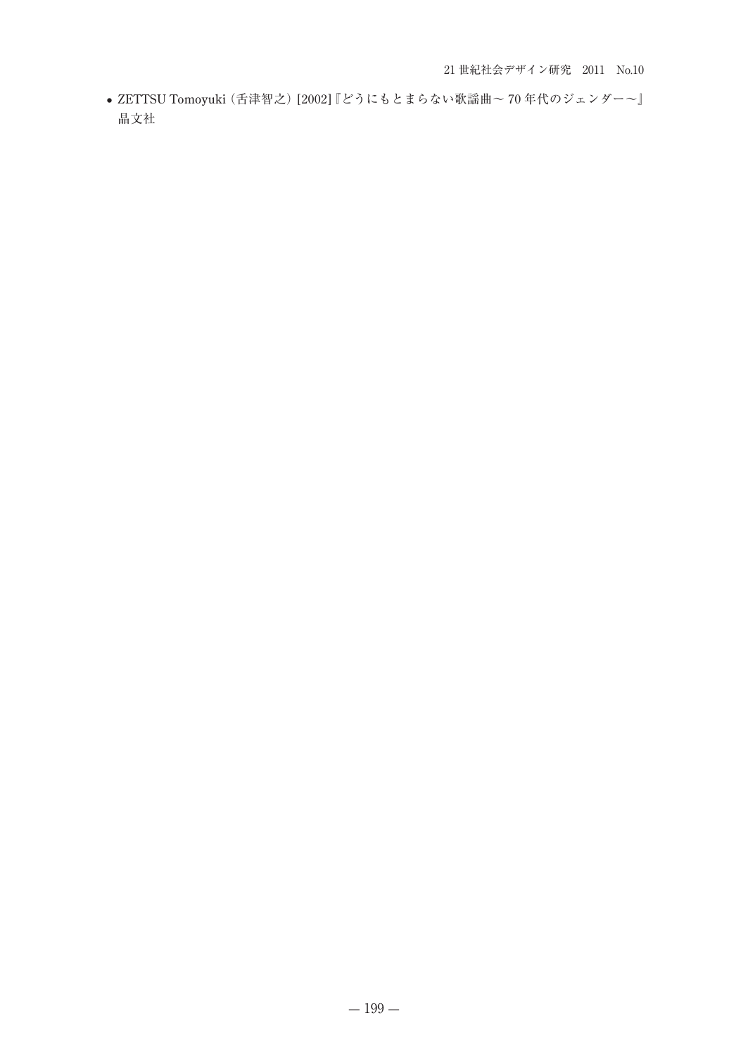- ZETTSU Tomoyuki（舌津智之）[2002]『どうにもとまらない歌謡曲～ 70 年代のジェンダー～』晶文社